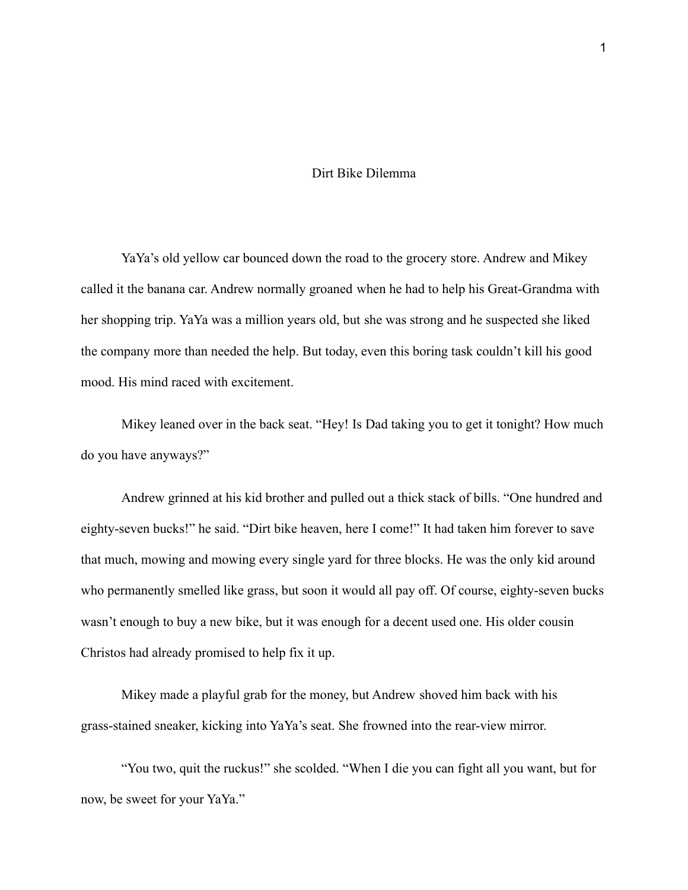# Dirt Bike Dilemma

YaYa's old yellow car bounced down the road to the grocery store. Andrew and Mikey called it the banana car. Andrew normally groaned when he had to help his Great-Grandma with her shopping trip. YaYa was a million years old, but she was strong and he suspected she liked the company more than needed the help. But today, even this boring task couldn't kill his good mood. His mind raced with excitement.

Mikey leaned over in the back seat. "Hey! Is Dad taking you to get it tonight? How much do you have anyways?"

Andrew grinned at his kid brother and pulled out a thick stack of bills. "One hundred and eighty-seven bucks!" he said. "Dirt bike heaven, here I come!" It had taken him forever to save that much, mowing and mowing every single yard for three blocks. He was the only kid around who permanently smelled like grass, but soon it would all pay off. Of course, eighty-seven bucks wasn't enough to buy a new bike, but it was enough for a decent used one. His older cousin Christos had already promised to help fix it up.

Mikey made a playful grab for the money, but Andrew shoved him back with his grass-stained sneaker, kicking into YaYa's seat. She frowned into the rear-view mirror.

"You two, quit the ruckus!" she scolded. "When I die you can fight all you want, but for now, be sweet for your YaYa."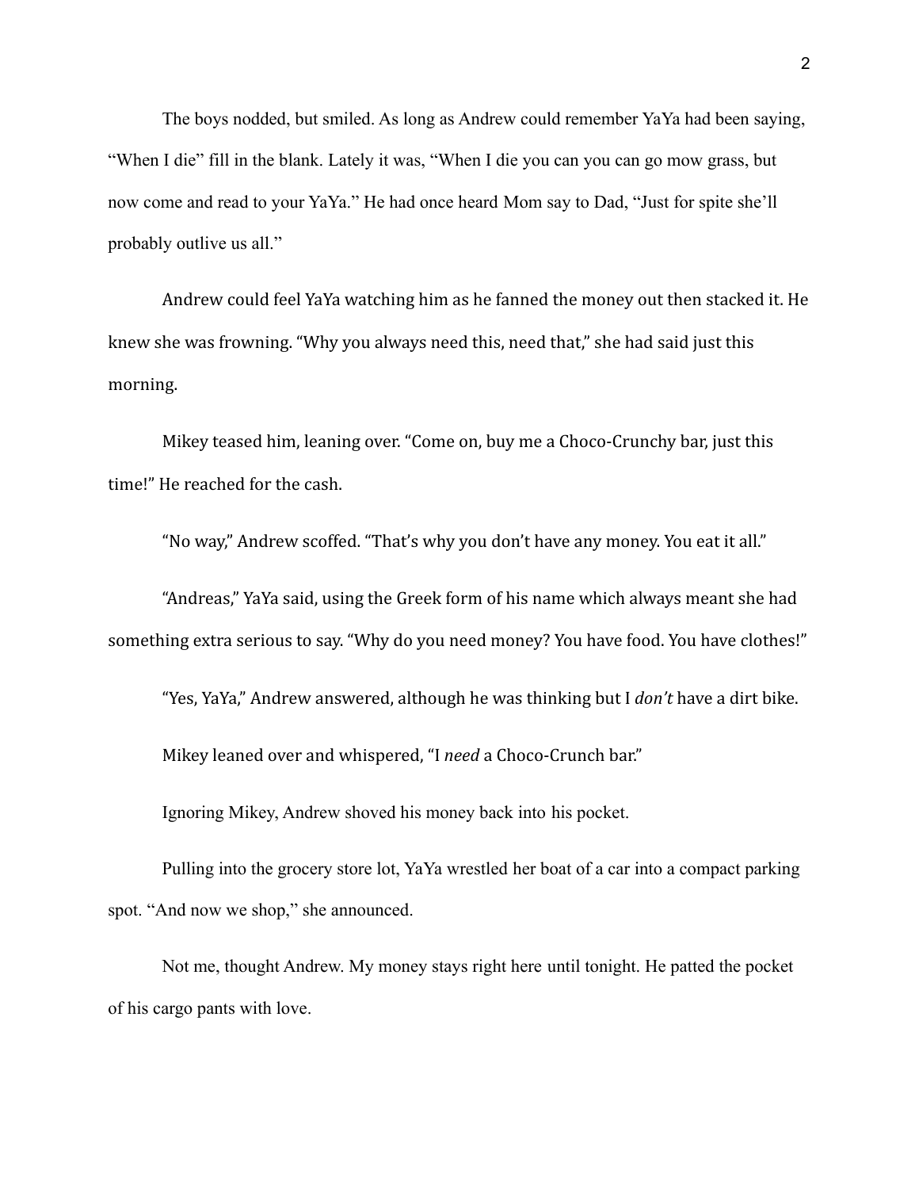The boys nodded, but smiled. As long as Andrew could remember YaYa had been saying, "When I die" fill in the blank. Lately it was, "When I die you can you can go mow grass, but now come and read to your YaYa." He had once heard Mom say to Dad, "Just for spite she'll probably outlive us all."

Andrew could feel YaYa watching him as he fanned the money out then stacked it. He knew she was frowning. "Why you always need this, need that," she had said just this morning.

Mikey teased him, leaning over. "Come on, buy me a Choco-Crunchy bar, just this time!" He reached for the cash.

"No way," Andrew scoffed. "That's why you don't have any money. You eat it all."

"Andreas," YaYa said, using the Greek form of his name which always meant she had something extra serious to say. "Why do you need money? You have food. You have clothes!"

"Yes, YaYa," Andrew answered, although he was thinking but I *don't* have a dirt bike.

Mikey leaned over and whispered, "I *need* a Choco-Crunch bar."

Ignoring Mikey, Andrew shoved his money back into his pocket.

Pulling into the grocery store lot, YaYa wrestled her boat of a car into a compact parking spot. "And now we shop," she announced.

Not me, thought Andrew. My money stays right here until tonight. He patted the pocket of his cargo pants with love.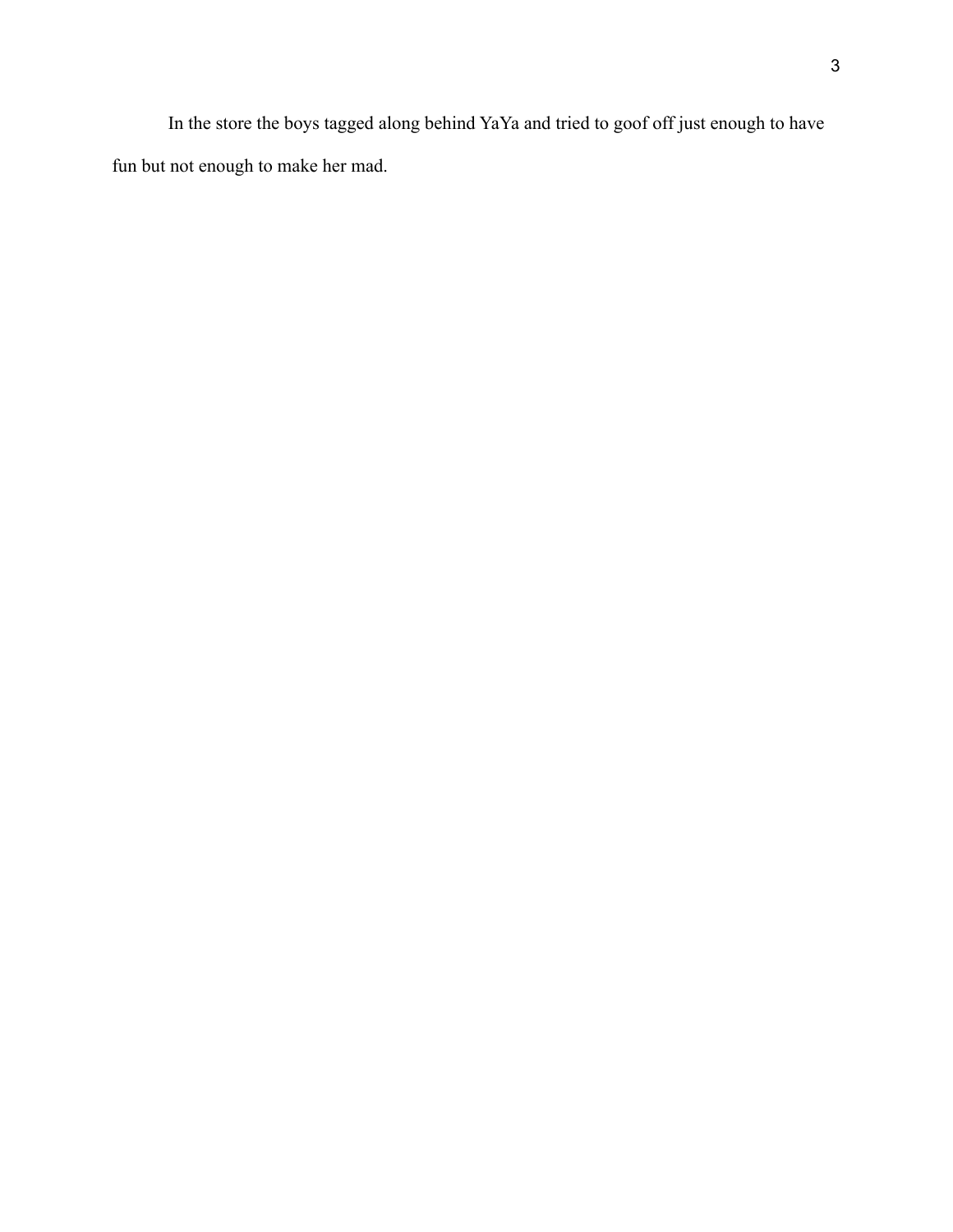In the store the boys tagged along behind YaYa and tried to goof off just enough to have fun but not enough to make her mad.